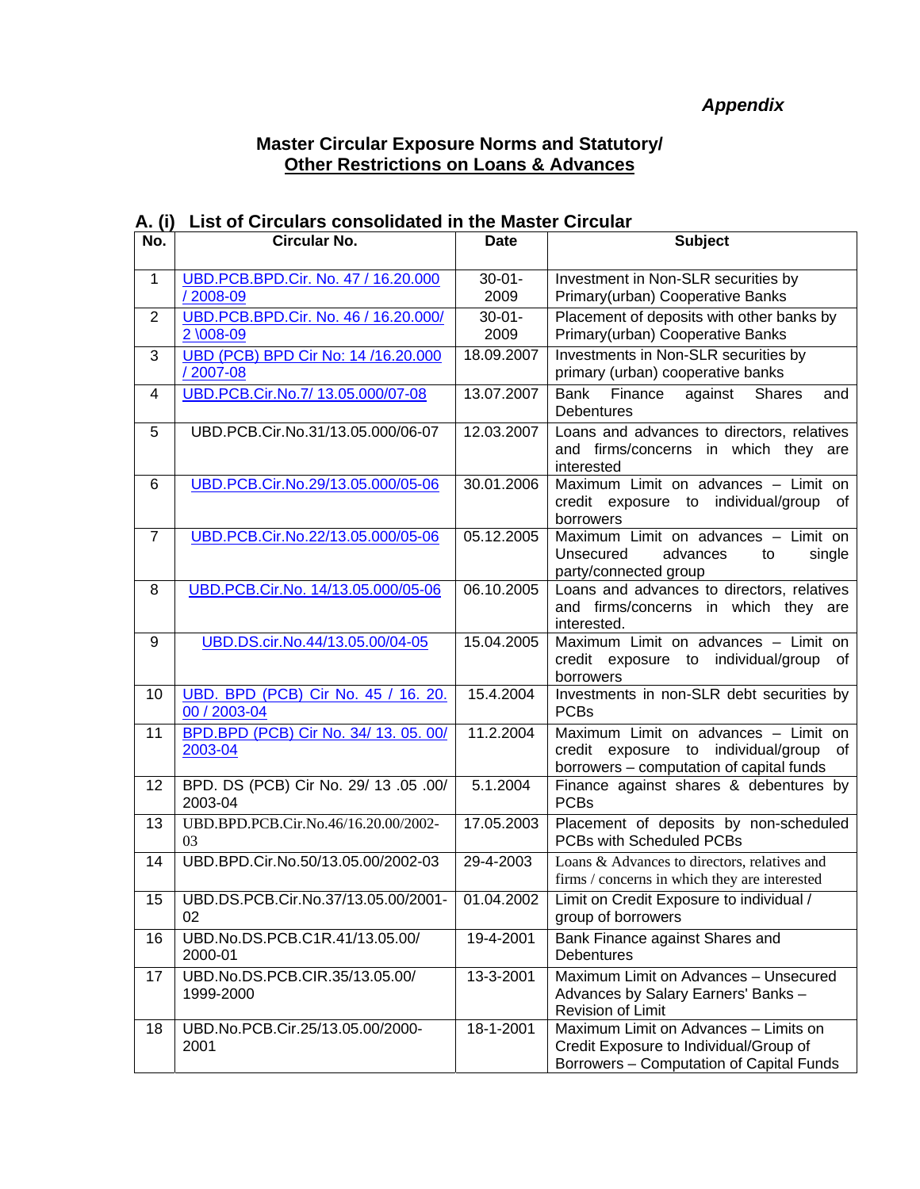*Appendix*

## Master Circular Exposure Norms and Statutory/ Other Restrictions on Loans & Advances

### A. (i) List of Circulars consolidated in the Master Circular

| No. | Circular No. | Date | Subject |
|---|---|---|---|
| 1 | UBD.PCB.BPD.Cir. No. 47 / 16.20.000 / 2008-09 | 30-01-2009 | Investment in Non-SLR securities by Primary(urban) Cooperative Banks |
| 2 | UBD.PCB.BPD.Cir. No. 46 / 16.20.000/ 2 \008-09 | 30-01-2009 | Placement of deposits with other banks by Primary(urban) Cooperative Banks |
| 3 | UBD (PCB) BPD Cir No: 14 /16.20.000 / 2007-08 | 18.09.2007 | Investments in Non-SLR securities by primary (urban) cooperative banks |
| 4 | UBD.PCB.Cir.No.7/ 13.05.000/07-08 | 13.07.2007 | Bank Finance against Shares and Debentures |
| 5 | UBD.PCB.Cir.No.31/13.05.000/06-07 | 12.03.2007 | Loans and advances to directors, relatives and firms/concerns in which they are interested |
| 6 | UBD.PCB.Cir.No.29/13.05.000/05-06 | 30.01.2006 | Maximum Limit on advances – Limit on credit exposure to individual/group of borrowers |
| 7 | UBD.PCB.Cir.No.22/13.05.000/05-06 | 05.12.2005 | Maximum Limit on advances – Limit on Unsecured advances to single party/connected group |
| 8 | UBD.PCB.Cir.No. 14/13.05.000/05-06 | 06.10.2005 | Loans and advances to directors, relatives and firms/concerns in which they are interested. |
| 9 | UBD.DS.cir.No.44/13.05.00/04-05 | 15.04.2005 | Maximum Limit on advances – Limit on credit exposure to individual/group of borrowers |
| 10 | UBD. BPD (PCB) Cir No. 45 / 16. 20. 00 / 2003-04 | 15.4.2004 | Investments in non-SLR debt securities by PCBs |
| 11 | BPD.BPD (PCB) Cir No. 34/ 13. 05. 00/ 2003-04 | 11.2.2004 | Maximum Limit on advances – Limit on credit exposure to individual/group of borrowers – computation of capital funds |
| 12 | BPD. DS (PCB) Cir No. 29/ 13 .05 .00/ 2003-04 | 5.1.2004 | Finance against shares & debentures by PCBs |
| 13 | UBD.BPD.PCB.Cir.No.46/16.20.00/2002-03 | 17.05.2003 | Placement of deposits by non-scheduled PCBs with Scheduled PCBs |
| 14 | UBD.BPD.Cir.No.50/13.05.00/2002-03 | 29-4-2003 | Loans & Advances to directors, relatives and firms / concerns in which they are interested |
| 15 | UBD.DS.PCB.Cir.No.37/13.05.00/2001-02 | 01.04.2002 | Limit on Credit Exposure to individual / group of borrowers |
| 16 | UBD.No.DS.PCB.C1R.41/13.05.00/ 2000-01 | 19-4-2001 | Bank Finance against Shares and Debentures |
| 17 | UBD.No.DS.PCB.CIR.35/13.05.00/ 1999-2000 | 13-3-2001 | Maximum Limit on Advances – Unsecured Advances by Salary Earners' Banks – Revision of Limit |
| 18 | UBD.No.PCB.Cir.25/13.05.00/2000-2001 | 18-1-2001 | Maximum Limit on Advances – Limits on Credit Exposure to Individual/Group of Borrowers – Computation of Capital Funds |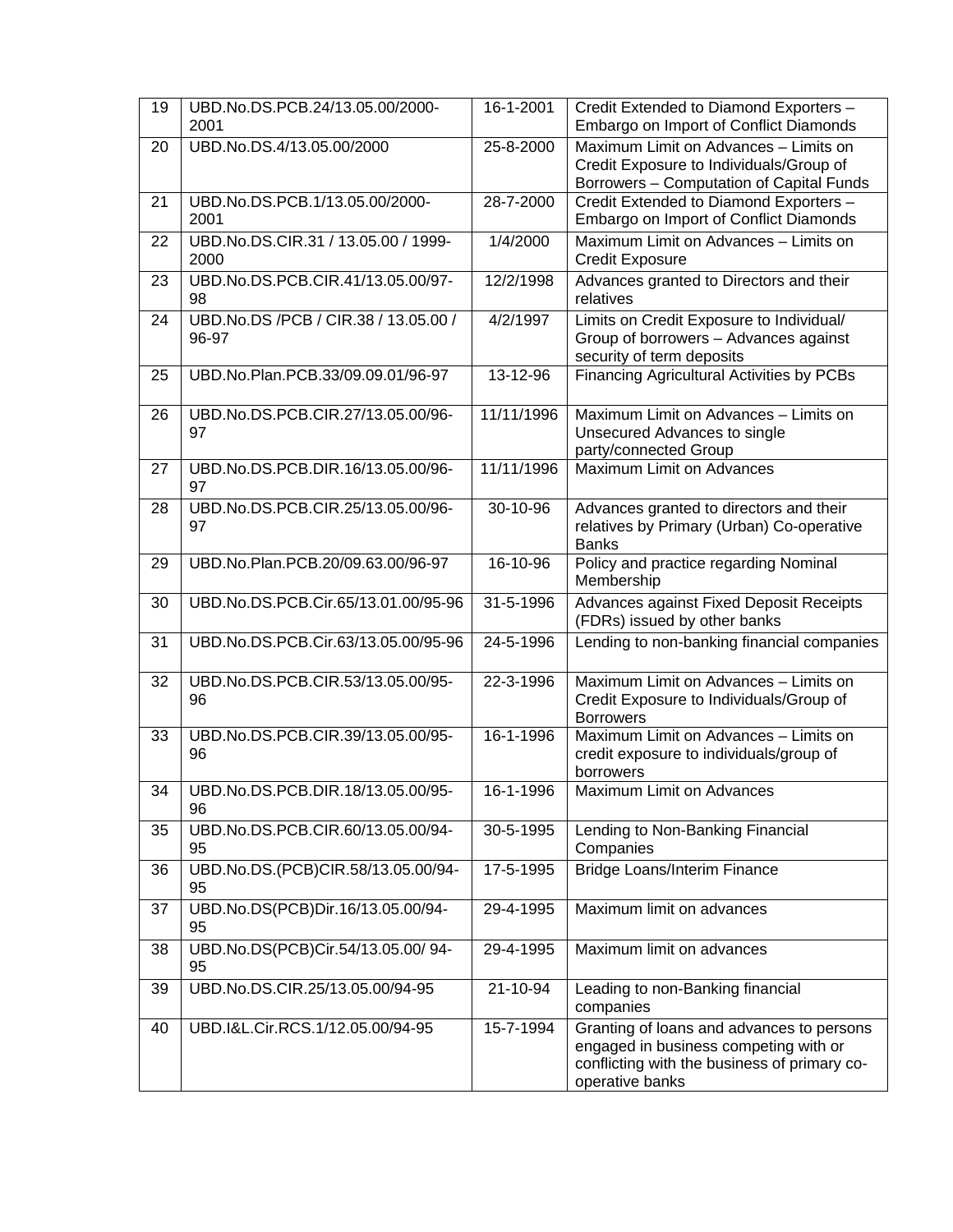| 19 | UBD.No.DS.PCB.24/13.05.00/2000-2001 | 16-1-2001 | Credit Extended to Diamond Exporters – Embargo on Import of Conflict Diamonds |
|---|---|---|---|
| 20 | UBD.No.DS.4/13.05.00/2000 | 25-8-2000 | Maximum Limit on Advances – Limits on Credit Exposure to Individuals/Group of Borrowers – Computation of Capital Funds |
| 21 | UBD.No.DS.PCB.1/13.05.00/2000-2001 | 28-7-2000 | Credit Extended to Diamond Exporters – Embargo on Import of Conflict Diamonds |
| 22 | UBD.No.DS.CIR.31 / 13.05.00 / 1999-2000 | 1/4/2000 | Maximum Limit on Advances – Limits on Credit Exposure |
| 23 | UBD.No.DS.PCB.CIR.41/13.05.00/97-98 | 12/2/1998 | Advances granted to Directors and their relatives |
| 24 | UBD.No.DS /PCB / CIR.38 / 13.05.00 / 96-97 | 4/2/1997 | Limits on Credit Exposure to Individual/ Group of borrowers – Advances against security of term deposits |
| 25 | UBD.No.Plan.PCB.33/09.09.01/96-97 | 13-12-96 | Financing Agricultural Activities by PCBs |
| 26 | UBD.No.DS.PCB.CIR.27/13.05.00/96-97 | 11/11/1996 | Maximum Limit on Advances – Limits on Unsecured Advances to single party/connected Group |
| 27 | UBD.No.DS.PCB.DIR.16/13.05.00/96-97 | 11/11/1996 | Maximum Limit on Advances |
| 28 | UBD.No.DS.PCB.CIR.25/13.05.00/96-97 | 30-10-96 | Advances granted to directors and their relatives by Primary (Urban) Co-operative Banks |
| 29 | UBD.No.Plan.PCB.20/09.63.00/96-97 | 16-10-96 | Policy and practice regarding Nominal Membership |
| 30 | UBD.No.DS.PCB.Cir.65/13.01.00/95-96 | 31-5-1996 | Advances against Fixed Deposit Receipts (FDRs) issued by other banks |
| 31 | UBD.No.DS.PCB.Cir.63/13.05.00/95-96 | 24-5-1996 | Lending to non-banking financial companies |
| 32 | UBD.No.DS.PCB.CIR.53/13.05.00/95-96 | 22-3-1996 | Maximum Limit on Advances – Limits on Credit Exposure to Individuals/Group of Borrowers |
| 33 | UBD.No.DS.PCB.CIR.39/13.05.00/95-96 | 16-1-1996 | Maximum Limit on Advances – Limits on credit exposure to individuals/group of borrowers |
| 34 | UBD.No.DS.PCB.DIR.18/13.05.00/95-96 | 16-1-1996 | Maximum Limit on Advances |
| 35 | UBD.No.DS.PCB.CIR.60/13.05.00/94-95 | 30-5-1995 | Lending to Non-Banking Financial Companies |
| 36 | UBD.No.DS.(PCB)CIR.58/13.05.00/94-95 | 17-5-1995 | Bridge Loans/Interim Finance |
| 37 | UBD.No.DS(PCB)Dir.16/13.05.00/94-95 | 29-4-1995 | Maximum limit on advances |
| 38 | UBD.No.DS(PCB)Cir.54/13.05.00/ 94-95 | 29-4-1995 | Maximum limit on advances |
| 39 | UBD.No.DS.CIR.25/13.05.00/94-95 | 21-10-94 | Leading to non-Banking financial companies |
| 40 | UBD.I&L.Cir.RCS.1/12.05.00/94-95 | 15-7-1994 | Granting of loans and advances to persons engaged in business competing with or conflicting with the business of primary co-operative banks |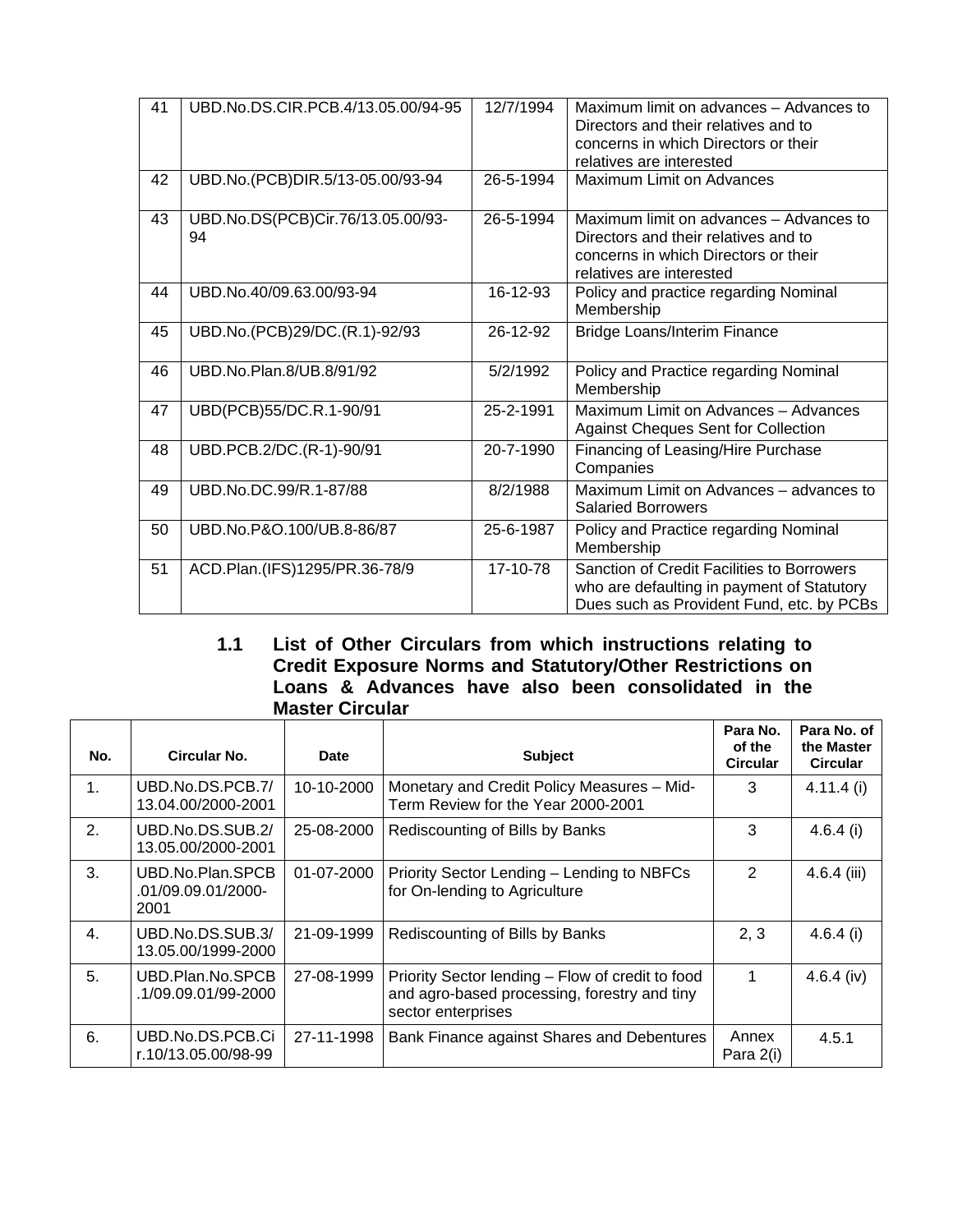| 41 | UBD.No.DS.CIR.PCB.4/13.05.00/94-95 | 12/7/1994 | Maximum limit on advances – Advances to Directors and their relatives and to concerns in which Directors or their relatives are interested |
|---|---|---|---|
| 42 | UBD.No.(PCB)DIR.5/13-05.00/93-94 | 26-5-1994 | Maximum Limit on Advances |
| 43 | UBD.No.DS(PCB)Cir.76/13.05.00/93-94 | 26-5-1994 | Maximum limit on advances – Advances to Directors and their relatives and to concerns in which Directors or their relatives are interested |
| 44 | UBD.No.40/09.63.00/93-94 | 16-12-93 | Policy and practice regarding Nominal Membership |
| 45 | UBD.No.(PCB)29/DC.(R.1)-92/93 | 26-12-92 | Bridge Loans/Interim Finance |
| 46 | UBD.No.Plan.8/UB.8/91/92 | 5/2/1992 | Policy and Practice regarding Nominal Membership |
| 47 | UBD(PCB)55/DC.R.1-90/91 | 25-2-1991 | Maximum Limit on Advances – Advances Against Cheques Sent for Collection |
| 48 | UBD.PCB.2/DC.(R-1)-90/91 | 20-7-1990 | Financing of Leasing/Hire Purchase Companies |
| 49 | UBD.No.DC.99/R.1-87/88 | 8/2/1988 | Maximum Limit on Advances – advances to Salaried Borrowers |
| 50 | UBD.No.P&O.100/UB.8-86/87 | 25-6-1987 | Policy and Practice regarding Nominal Membership |
| 51 | ACD.Plan.(IFS)1295/PR.36-78/9 | 17-10-78 | Sanction of Credit Facilities to Borrowers who are defaulting in payment of Statutory Dues such as Provident Fund, etc. by PCBs |

### 1.1 List of Other Circulars from which instructions relating to Credit Exposure Norms and Statutory/Other Restrictions on Loans & Advances have also been consolidated in the Master Circular

| No. | Circular No. | Date | Subject | Para No. of the Circular | Para No. of the Master Circular |
|---|---|---|---|---|---|
| 1. | UBD.No.DS.PCB.7/13.04.00/2000-2001 | 10-10-2000 | Monetary and Credit Policy Measures – Mid-Term Review for the Year 2000-2001 | 3 | 4.11.4 (i) |
| 2. | UBD.No.DS.SUB.2/13.05.00/2000-2001 | 25-08-2000 | Rediscounting of Bills by Banks | 3 | 4.6.4 (i) |
| 3. | UBD.No.Plan.SPCB.01/09.09.01/2000-2001 | 01-07-2000 | Priority Sector Lending – Lending to NBFCs for On-lending to Agriculture | 2 | 4.6.4 (iii) |
| 4. | UBD.No.DS.SUB.3/13.05.00/1999-2000 | 21-09-1999 | Rediscounting of Bills by Banks | 2, 3 | 4.6.4 (i) |
| 5. | UBD.Plan.No.SPCB.1/09.09.01/99-2000 | 27-08-1999 | Priority Sector lending – Flow of credit to food and agro-based processing, forestry and tiny sector enterprises | 1 | 4.6.4 (iv) |
| 6. | UBD.No.DS.PCB.Cir.10/13.05.00/98-99 | 27-11-1998 | Bank Finance against Shares and Debentures | Annex Para 2(i) | 4.5.1 |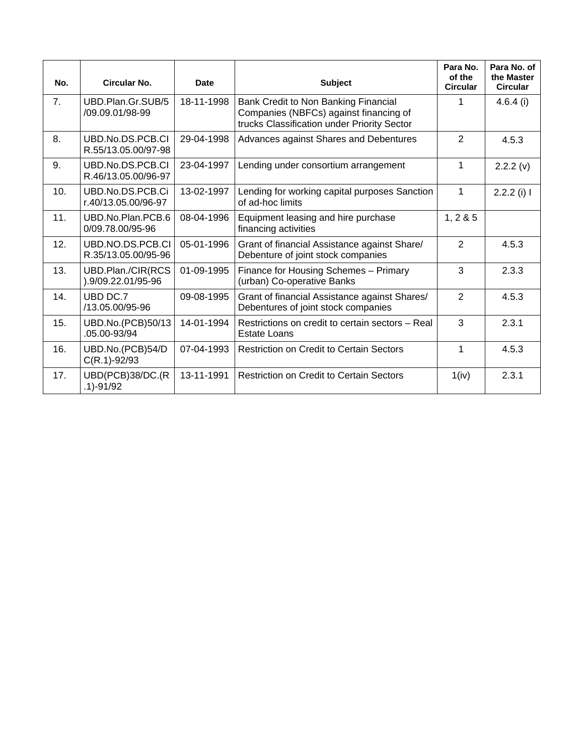| No. | Circular No. | Date | Subject | Para No. of the Circular | Para No. of the Master Circular |
|---|---|---|---|---|---|
| 7. | UBD.Plan.Gr.SUB/5/09.09.01/98-99 | 18-11-1998 | Bank Credit to Non Banking Financial Companies (NBFCs) against financing of trucks Classification under Priority Sector | 1 | 4.6.4 (i) |
| 8. | UBD.No.DS.PCB.CIR.55/13.05.00/97-98 | 29-04-1998 | Advances against Shares and Debentures | 2 | 4.5.3 |
| 9. | UBD.No.DS.PCB.CIR.46/13.05.00/96-97 | 23-04-1997 | Lending under consortium arrangement | 1 | 2.2.2 (v) |
| 10. | UBD.No.DS.PCB.Cir.40/13.05.00/96-97 | 13-02-1997 | Lending for working capital purposes Sanction of ad-hoc limits | 1 | 2.2.2 (i) I |
| 11. | UBD.No.Plan.PCB.60/09.78.00/95-96 | 08-04-1996 | Equipment leasing and hire purchase financing activities | 1, 2 & 5 | |
| 12. | UBD.NO.DS.PCB.CIR.35/13.05.00/95-96 | 05-01-1996 | Grant of financial Assistance against Share/ Debenture of joint stock companies | 2 | 4.5.3 |
| 13. | UBD.Plan./CIR(RCS).9/09.22.01/95-96 | 01-09-1995 | Finance for Housing Schemes – Primary (urban) Co-operative Banks | 3 | 2.3.3 |
| 14. | UBD DC.7/13.05.00/95-96 | 09-08-1995 | Grant of financial Assistance against Shares/ Debentures of joint stock companies | 2 | 4.5.3 |
| 15. | UBD.No.(PCB)50/13.05.00-93/94 | 14-01-1994 | Restrictions on credit to certain sectors – Real Estate Loans | 3 | 2.3.1 |
| 16. | UBD.No.(PCB)54/DC(R.1)-92/93 | 07-04-1993 | Restriction on Credit to Certain Sectors | 1 | 4.5.3 |
| 17. | UBD(PCB)38/DC.(R.1)-91/92 | 13-11-1991 | Restriction on Credit to Certain Sectors | 1(iv) | 2.3.1 |